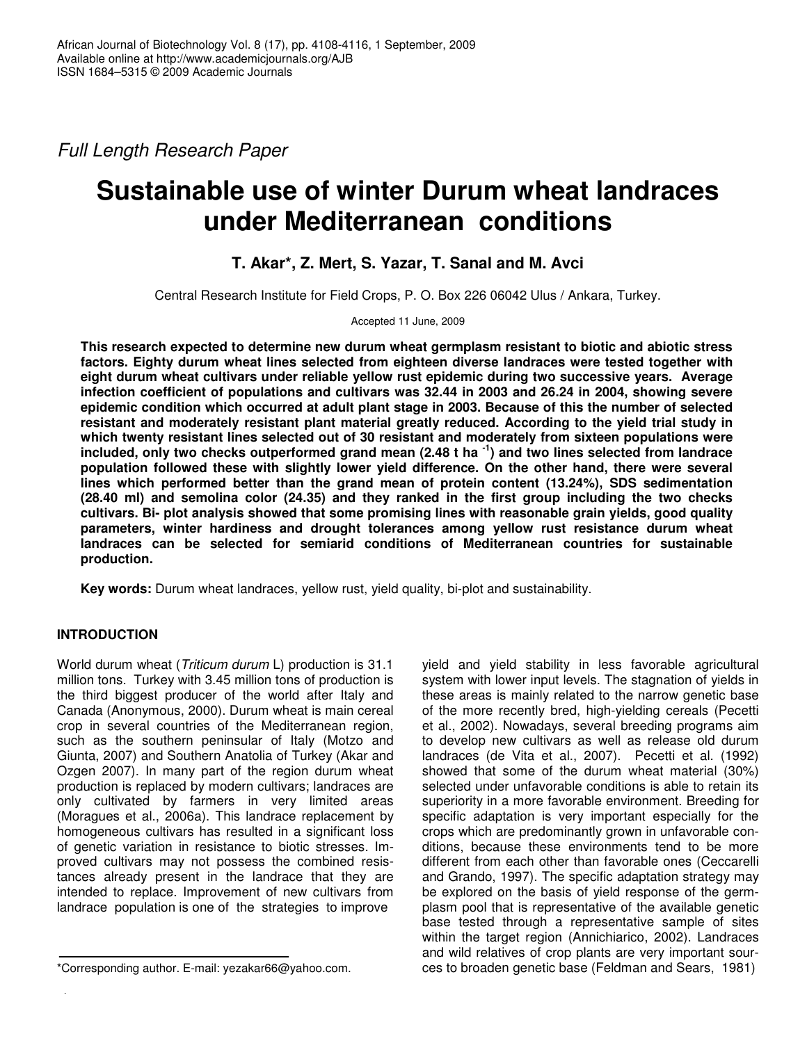*Full Length Research Paper*

# Sustainable use of winter Durum wheat landraces under Mediterranean conditions

**T. Akar*, Z. Mert, S. Yazar, T. Sanal and M. Avci**

Central Research Institute for Field Crops, P. O. Box 226 06042 Ulus / Ankara, Turkey.

Accepted 11 June, 2009

**This research expected to determine new durum wheat germplasm resistant to biotic and abiotic stress factors. Eighty durum wheat lines selected from eighteen diverse landraces were tested together with eight durum wheat cultivars under reliable yellow rust epidemic during two successive years. Average infection coefficient of populations and cultivars was 32.44 in 2003 and 26.24 in 2004, showing severe epidemic condition which occurred at adult plant stage in 2003. Because of this the number of selected resistant and moderately resistant plant material greatly reduced. According to the yield trial study in which twenty resistant lines selected out of 30 resistant and moderately from sixteen populations were included, only two checks outperformed grand mean (2.48 t ha$^{-1}$) and two lines selected from landrace population followed these with slightly lower yield difference. On the other hand, there were several lines which performed better than the grand mean of protein content (13.24%), SDS sedimentation (28.40 ml) and semolina color (24.35) and they ranked in the first group including the two checks cultivars. Bi- plot analysis showed that some promising lines with reasonable grain yields, good quality parameters, winter hardiness and drought tolerances among yellow rust resistance durum wheat landraces can be selected for semiarid conditions of Mediterranean countries for sustainable production.**

**Key words:** Durum wheat landraces, yellow rust, yield quality, bi-plot and sustainability.

## INTRODUCTION

World durum wheat (*Triticum durum* L) production is 31.1 million tons. Turkey with 3.45 million tons of production is the third biggest producer of the world after Italy and Canada (Anonymous, 2000). Durum wheat is main cereal crop in several countries of the Mediterranean region, such as the southern peninsular of Italy (Motzo and Giunta, 2007) and Southern Anatolia of Turkey (Akar and Ozgen 2007). In many part of the region durum wheat production is replaced by modern cultivars; landraces are only cultivated by farmers in very limited areas (Moragues et al., 2006a). This landrace replacement by homogeneous cultivars has resulted in a significant loss of genetic variation in resistance to biotic stresses. Improved cultivars may not possess the combined resistances already present in the landrace that they are intended to replace. Improvement of new cultivars from landrace population is one of the strategies to improve yield and yield stability in less favorable agricultural system with lower input levels. The stagnation of yields in these areas is mainly related to the narrow genetic base of the more recently bred, high-yielding cereals (Pecetti et al., 2002). Nowadays, several breeding programs aim to develop new cultivars as well as release old durum landraces (de Vita et al., 2007). Pecetti et al. (1992) showed that some of the durum wheat material (30%) selected under unfavorable conditions is able to retain its superiority in a more favorable environment. Breeding for specific adaptation is very important especially for the crops which are predominantly grown in unfavorable conditions, because these environments tend to be more different from each other than favorable ones (Ceccarelli and Grando, 1997). The specific adaptation strategy may be explored on the basis of yield response of the germplasm pool that is representative of the available genetic base tested through a representative sample of sites within the target region (Annichiarico, 2002). Landraces and wild relatives of crop plants are very important sources to broaden genetic base (Feldman and Sears, 1981)

*Corresponding author. E-mail: yezakar66@yahoo.com.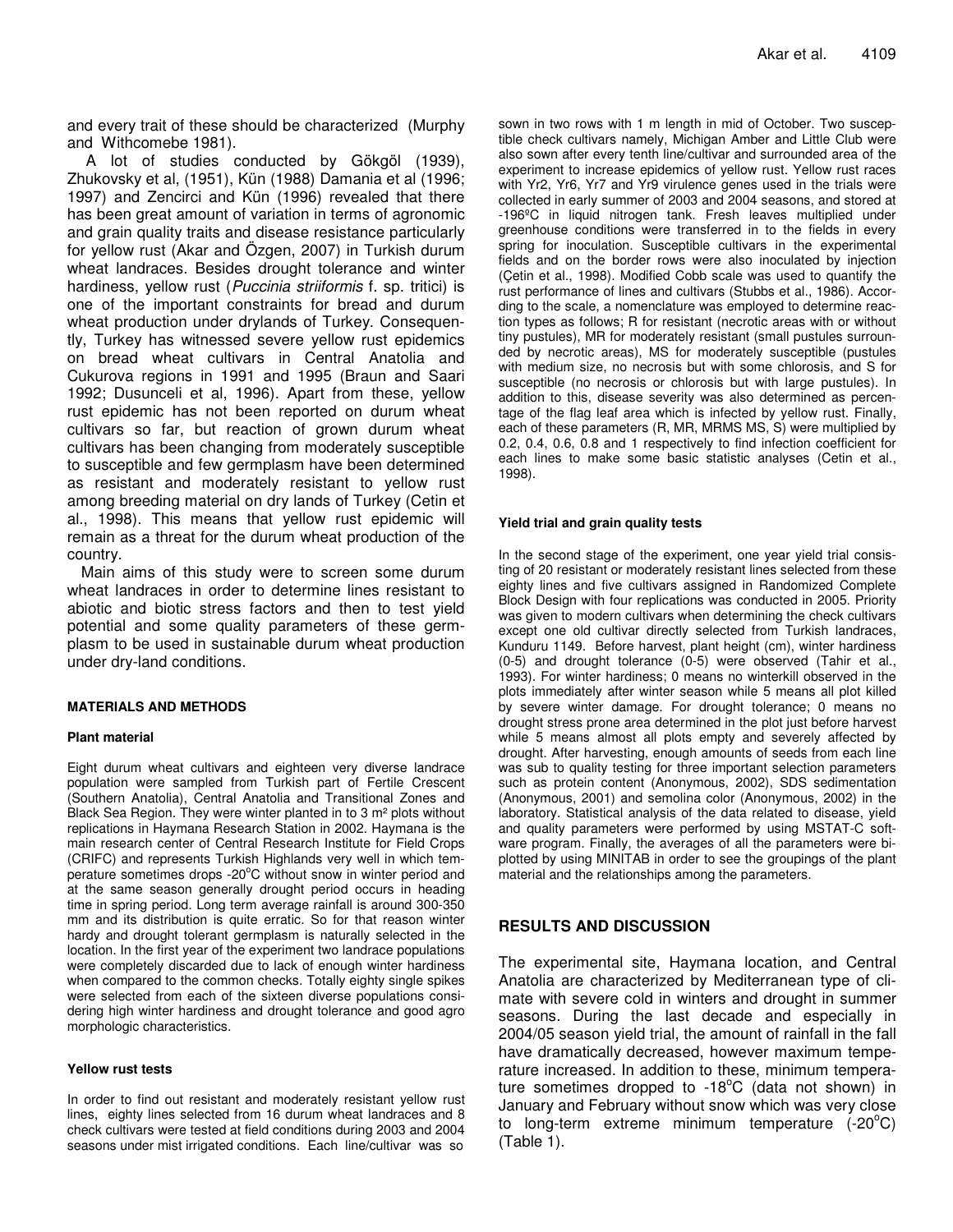and every trait of these should be characterized (Murphy and Withcomebe 1981).

A lot of studies conducted by Gökgöl (1939), Zhukovsky et al, (1951), Kün (1988) Damania et al (1996; 1997) and Zencirci and Kün (1996) revealed that there has been great amount of variation in terms of agronomic and grain quality traits and disease resistance particularly for yellow rust (Akar and Özgen, 2007) in Turkish durum wheat landraces. Besides drought tolerance and winter hardiness, yellow rust (*Puccinia striiformis* f. sp. tritici) is one of the important constraints for bread and durum wheat production under drylands of Turkey. Consequently, Turkey has witnessed severe yellow rust epidemics on bread wheat cultivars in Central Anatolia and Cukurova regions in 1991 and 1995 (Braun and Saari 1992; Dusunceli et al, 1996). Apart from these, yellow rust epidemic has not been reported on durum wheat cultivars so far, but reaction of grown durum wheat cultivars has been changing from moderately susceptible to susceptible and few germplasm have been determined as resistant and moderately resistant to yellow rust among breeding material on dry lands of Turkey (Cetin et al., 1998). This means that yellow rust epidemic will remain as a threat for the durum wheat production of the country.

Main aims of this study were to screen some durum wheat landraces in order to determine lines resistant to abiotic and biotic stress factors and then to test yield potential and some quality parameters of these germplasm to be used in sustainable durum wheat production under dry-land conditions.

## MATERIALS AND METHODS

### Plant material

Eight durum wheat cultivars and eighteen very diverse landrace population were sampled from Turkish part of Fertile Crescent (Southern Anatolia), Central Anatolia and Transitional Zones and Black Sea Region. They were winter planted in to 3 m² plots without replications in Haymana Research Station in 2002. Haymana is the main research center of Central Research Institute for Field Crops (CRIFC) and represents Turkish Highlands very well in which temperature sometimes drops -20°C without snow in winter period and at the same season generally drought period occurs in heading time in spring period. Long term average rainfall is around 300-350 mm and its distribution is quite erratic. So for that reason winter hardy and drought tolerant germplasm is naturally selected in the location. In the first year of the experiment two landrace populations were completely discarded due to lack of enough winter hardiness when compared to the common checks. Totally eighty single spikes were selected from each of the sixteen diverse populations considering high winter hardiness and drought tolerance and good agro morphologic characteristics.

### Yellow rust tests

In order to find out resistant and moderately resistant yellow rust lines, eighty lines selected from 16 durum wheat landraces and 8 check cultivars were tested at field conditions during 2003 and 2004 seasons under mist irrigated conditions. Each line/cultivar was sown in two rows with 1 m length in mid of October. Two susceptible check cultivars namely, Michigan Amber and Little Club were also sown after every tenth line/cultivar and surrounded area of the experiment to increase epidemics of yellow rust. Yellow rust races with Yr2, Yr6, Yr7 and Yr9 virulence genes used in the trials were collected in early summer of 2003 and 2004 seasons, and stored at -196°C in liquid nitrogen tank. Fresh leaves multiplied under greenhouse conditions were transferred in to the fields in every spring for inoculation. Susceptible cultivars in the experimental fields and on the border rows were also inoculated by injection (Çetin et al., 1998). Modified Cobb scale was used to quantify the rust performance of lines and cultivars (Stubbs et al., 1986). According to the scale, a nomenclature was employed to determine reaction types as follows; R for resistant (necrotic areas with or without tiny pustules), MR for moderately resistant (small pustules surrounded by necrotic areas), MS for moderately susceptible (pustules with medium size, no necrosis but with some chlorosis, and S for susceptible (no necrosis or chlorosis but with large pustules). In addition to this, disease severity was also determined as percentage of the flag leaf area which is infected by yellow rust. Finally, each of these parameters (R, MR, MRMS MS, S) were multiplied by 0.2, 0.4, 0.6, 0.8 and 1 respectively to find infection coefficient for each lines to make some basic statistic analyses (Cetin et al., 1998).

### Yield trial and grain quality tests

In the second stage of the experiment, one year yield trial consisting of 20 resistant or moderately resistant lines selected from these eighty lines and five cultivars assigned in Randomized Complete Block Design with four replications was conducted in 2005. Priority was given to modern cultivars when determining the check cultivars except one old cultivar directly selected from Turkish landraces, Kunduru 1149. Before harvest, plant height (cm), winter hardiness (0-5) and drought tolerance (0-5) were observed (Tahir et al., 1993). For winter hardiness; 0 means no winterkill observed in the plots immediately after winter season while 5 means all plot killed by severe winter damage. For drought tolerance; 0 means no drought stress prone area determined in the plot just before harvest while 5 means almost all plots empty and severely affected by drought. After harvesting, enough amounts of seeds from each line was sub to quality testing for three important selection parameters such as protein content (Anonymous, 2002), SDS sedimentation (Anonymous, 2001) and semolina color (Anonymous, 2002) in the laboratory. Statistical analysis of the data related to disease, yield and quality parameters were performed by using MSTAT-C software program. Finally, the averages of all the parameters were biplotted by using MINITAB in order to see the groupings of the plant material and the relationships among the parameters.

## RESULTS AND DISCUSSION

The experimental site, Haymana location, and Central Anatolia are characterized by Mediterranean type of climate with severe cold in winters and drought in summer seasons. During the last decade and especially in 2004/05 season yield trial, the amount of rainfall in the fall have dramatically decreased, however maximum temperature increased. In addition to these, minimum temperature sometimes dropped to -18°C (data not shown) in January and February without snow which was very close to long-term extreme minimum temperature (-20°C) (Table 1).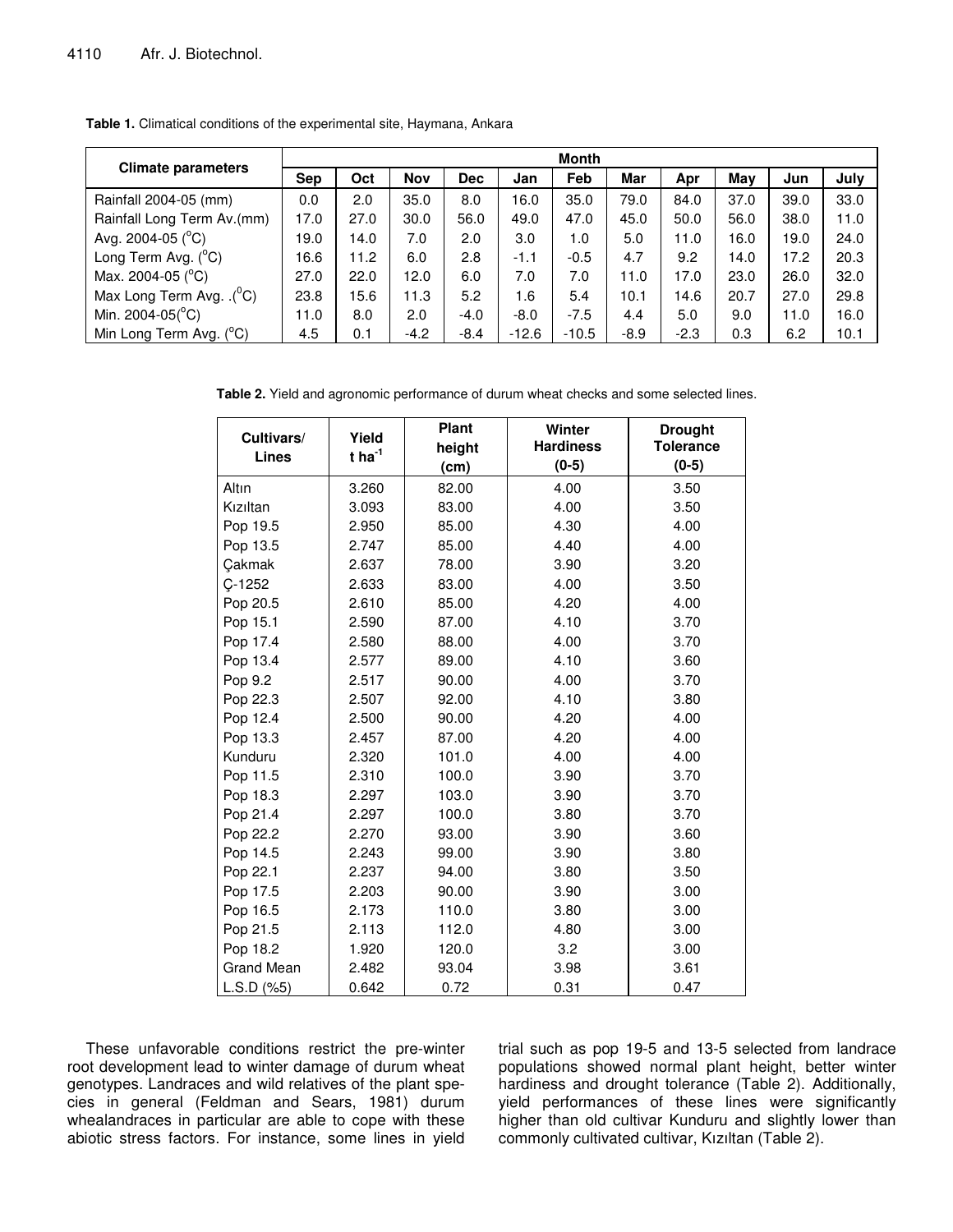**Table 1.** Climatical conditions of the experimental site, Haymana, Ankara

| Climate parameters | Month | | | | | | | | | | |
|---|---|---|---|---|---|---|---|---|---|---|---|
| | Sep | Oct | Nov | Dec | Jan | Feb | Mar | Apr | May | Jun | July |
| Rainfall 2004-05 (mm) | 0.0 | 2.0 | 35.0 | 8.0 | 16.0 | 35.0 | 79.0 | 84.0 | 37.0 | 39.0 | 33.0 |
| Rainfall Long Term Av.(mm) | 17.0 | 27.0 | 30.0 | 56.0 | 49.0 | 47.0 | 45.0 | 50.0 | 56.0 | 38.0 | 11.0 |
| Avg. 2004-05 ($^{o}$C) | 19.0 | 14.0 | 7.0 | 2.0 | 3.0 | 1.0 | 5.0 | 11.0 | 16.0 | 19.0 | 24.0 |
| Long Term Avg. ($^{o}$C) | 16.6 | 11.2 | 6.0 | 2.8 | -1.1 | -0.5 | 4.7 | 9.2 | 14.0 | 17.2 | 20.3 |
| Max. 2004-05 ($^{o}$C) | 27.0 | 22.0 | 12.0 | 6.0 | 7.0 | 7.0 | 11.0 | 17.0 | 23.0 | 26.0 | 32.0 |
| Max Long Term Avg. .($^{0}$C) | 23.8 | 15.6 | 11.3 | 5.2 | 1.6 | 5.4 | 10.1 | 14.6 | 20.7 | 27.0 | 29.8 |
| Min. 2004-05($^{o}$C) | 11.0 | 8.0 | 2.0 | -4.0 | -8.0 | -7.5 | 4.4 | 5.0 | 9.0 | 11.0 | 16.0 |
| Min Long Term Avg. ($^{o}$C) | 4.5 | 0.1 | -4.2 | -8.4 | -12.6 | -10.5 | -8.9 | -2.3 | 0.3 | 6.2 | 10.1 |

**Table 2.** Yield and agronomic performance of durum wheat checks and some selected lines.

| Cultivars/ Lines | Yield t ha$^{-1}$ | Plant height (cm) | Winter Hardiness (0-5) | Drought Tolerance (0-5) |
|---|---|---|---|---|
| Altın | 3.260 | 82.00 | 4.00 | 3.50 |
| Kızıltan | 3.093 | 83.00 | 4.00 | 3.50 |
| Pop 19.5 | 2.950 | 85.00 | 4.30 | 4.00 |
| Pop 13.5 | 2.747 | 85.00 | 4.40 | 4.00 |
| Çakmak | 2.637 | 78.00 | 3.90 | 3.20 |
| Ç-1252 | 2.633 | 83.00 | 4.00 | 3.50 |
| Pop 20.5 | 2.610 | 85.00 | 4.20 | 4.00 |
| Pop 15.1 | 2.590 | 87.00 | 4.10 | 3.70 |
| Pop 17.4 | 2.580 | 88.00 | 4.00 | 3.70 |
| Pop 13.4 | 2.577 | 89.00 | 4.10 | 3.60 |
| Pop 9.2 | 2.517 | 90.00 | 4.00 | 3.70 |
| Pop 22.3 | 2.507 | 92.00 | 4.10 | 3.80 |
| Pop 12.4 | 2.500 | 90.00 | 4.20 | 4.00 |
| Pop 13.3 | 2.457 | 87.00 | 4.20 | 4.00 |
| Kunduru | 2.320 | 101.0 | 4.00 | 4.00 |
| Pop 11.5 | 2.310 | 100.0 | 3.90 | 3.70 |
| Pop 18.3 | 2.297 | 103.0 | 3.90 | 3.70 |
| Pop 21.4 | 2.297 | 100.0 | 3.80 | 3.70 |
| Pop 22.2 | 2.270 | 93.00 | 3.90 | 3.60 |
| Pop 14.5 | 2.243 | 99.00 | 3.90 | 3.80 |
| Pop 22.1 | 2.237 | 94.00 | 3.80 | 3.50 |
| Pop 17.5 | 2.203 | 90.00 | 3.90 | 3.00 |
| Pop 16.5 | 2.173 | 110.0 | 3.80 | 3.00 |
| Pop 21.5 | 2.113 | 112.0 | 4.80 | 3.00 |
| Pop 18.2 | 1.920 | 120.0 | 3.2 | 3.00 |
| Grand Mean | 2.482 | 93.04 | 3.98 | 3.61 |
| L.S.D (%5) | 0.642 | 0.72 | 0.31 | 0.47 |

These unfavorable conditions restrict the pre-winter root development lead to winter damage of durum wheat genotypes. Landraces and wild relatives of the plant species in general (Feldman and Sears, 1981) durum whealandraces in particular are able to cope with these abiotic stress factors. For instance, some lines in yield trial such as pop 19-5 and 13-5 selected from landrace populations showed normal plant height, better winter hardiness and drought tolerance (Table 2). Additionally, yield performances of these lines were significantly higher than old cultivar Kunduru and slightly lower than commonly cultivated cultivar, Kızıltan (Table 2).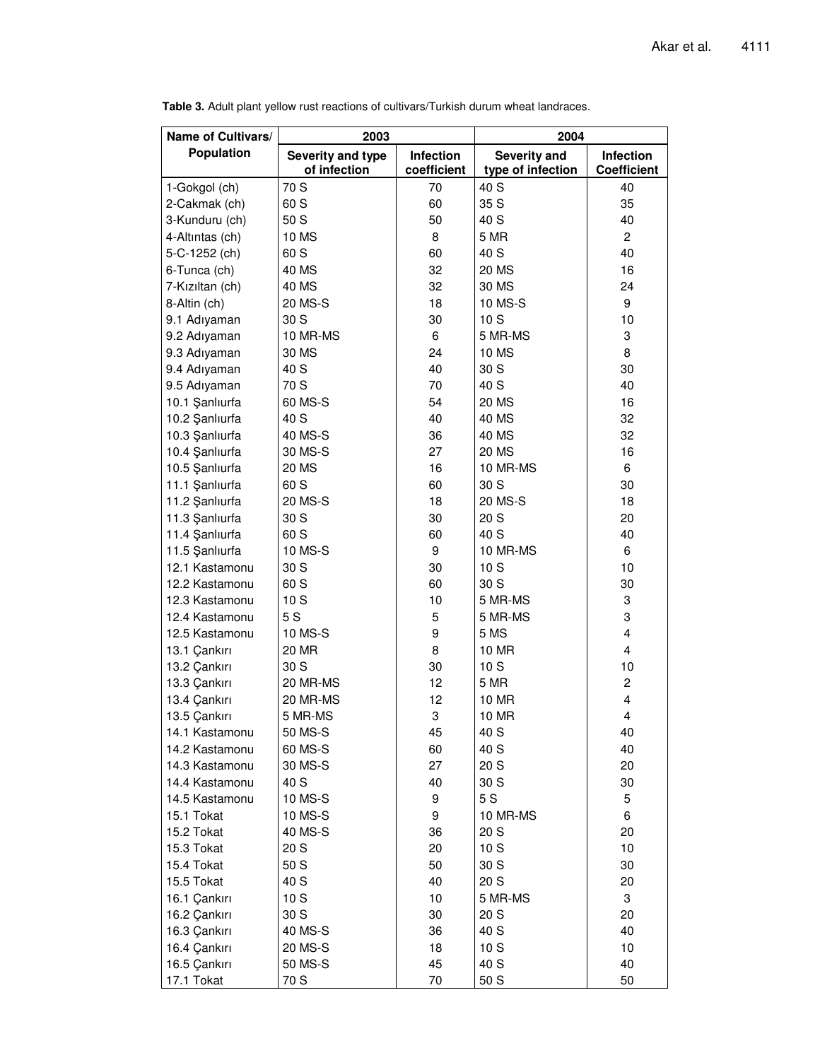**Table 3.** Adult plant yellow rust reactions of cultivars/Turkish durum wheat landraces.

| Name of Cultivars/ Population | 2003 | | 2004 | |
|---|---|---|---|---|
| | Severity and type of infection | Infection coefficient | Severity and type of infection | Infection Coefficient |
| 1-Gokgol (ch) | 70 S | 70 | 40 S | 40 |
| 2-Cakmak (ch) | 60 S | 60 | 35 S | 35 |
| 3-Kunduru (ch) | 50 S | 50 | 40 S | 40 |
| 4-Altıntas (ch) | 10 MS | 8 | 5 MR | 2 |
| 5-C-1252 (ch) | 60 S | 60 | 40 S | 40 |
| 6-Tunca (ch) | 40 MS | 32 | 20 MS | 16 |
| 7-Kızıltan (ch) | 40 MS | 32 | 30 MS | 24 |
| 8-Altin (ch) | 20 MS-S | 18 | 10 MS-S | 9 |
| 9.1 Adıyaman | 30 S | 30 | 10 S | 10 |
| 9.2 Adıyaman | 10 MR-MS | 6 | 5 MR-MS | 3 |
| 9.3 Adıyaman | 30 MS | 24 | 10 MS | 8 |
| 9.4 Adıyaman | 40 S | 40 | 30 S | 30 |
| 9.5 Adıyaman | 70 S | 70 | 40 S | 40 |
| 10.1 Şanlıurfa | 60 MS-S | 54 | 20 MS | 16 |
| 10.2 Şanlıurfa | 40 S | 40 | 40 MS | 32 |
| 10.3 Şanlıurfa | 40 MS-S | 36 | 40 MS | 32 |
| 10.4 Şanlıurfa | 30 MS-S | 27 | 20 MS | 16 |
| 10.5 Şanlıurfa | 20 MS | 16 | 10 MR-MS | 6 |
| 11.1 Şanlıurfa | 60 S | 60 | 30 S | 30 |
| 11.2 Şanlıurfa | 20 MS-S | 18 | 20 MS-S | 18 |
| 11.3 Şanlıurfa | 30 S | 30 | 20 S | 20 |
| 11.4 Şanlıurfa | 60 S | 60 | 40 S | 40 |
| 11.5 Şanlıurfa | 10 MS-S | 9 | 10 MR-MS | 6 |
| 12.1 Kastamonu | 30 S | 30 | 10 S | 10 |
| 12.2 Kastamonu | 60 S | 60 | 30 S | 30 |
| 12.3 Kastamonu | 10 S | 10 | 5 MR-MS | 3 |
| 12.4 Kastamonu | 5 S | 5 | 5 MR-MS | 3 |
| 12.5 Kastamonu | 10 MS-S | 9 | 5 MS | 4 |
| 13.1 Çankırı | 20 MR | 8 | 10 MR | 4 |
| 13.2 Çankırı | 30 S | 30 | 10 S | 10 |
| 13.3 Çankırı | 20 MR-MS | 12 | 5 MR | 2 |
| 13.4 Çankırı | 20 MR-MS | 12 | 10 MR | 4 |
| 13.5 Çankırı | 5 MR-MS | 3 | 10 MR | 4 |
| 14.1 Kastamonu | 50 MS-S | 45 | 40 S | 40 |
| 14.2 Kastamonu | 60 MS-S | 60 | 40 S | 40 |
| 14.3 Kastamonu | 30 MS-S | 27 | 20 S | 20 |
| 14.4 Kastamonu | 40 S | 40 | 30 S | 30 |
| 14.5 Kastamonu | 10 MS-S | 9 | 5 S | 5 |
| 15.1 Tokat | 10 MS-S | 9 | 10 MR-MS | 6 |
| 15.2 Tokat | 40 MS-S | 36 | 20 S | 20 |
| 15.3 Tokat | 20 S | 20 | 10 S | 10 |
| 15.4 Tokat | 50 S | 50 | 30 S | 30 |
| 15.5 Tokat | 40 S | 40 | 20 S | 20 |
| 16.1 Çankırı | 10 S | 10 | 5 MR-MS | 3 |
| 16.2 Çankırı | 30 S | 30 | 20 S | 20 |
| 16.3 Çankırı | 40 MS-S | 36 | 40 S | 40 |
| 16.4 Çankırı | 20 MS-S | 18 | 10 S | 10 |
| 16.5 Çankırı | 50 MS-S | 45 | 40 S | 40 |
| 17.1 Tokat | 70 S | 70 | 50 S | 50 |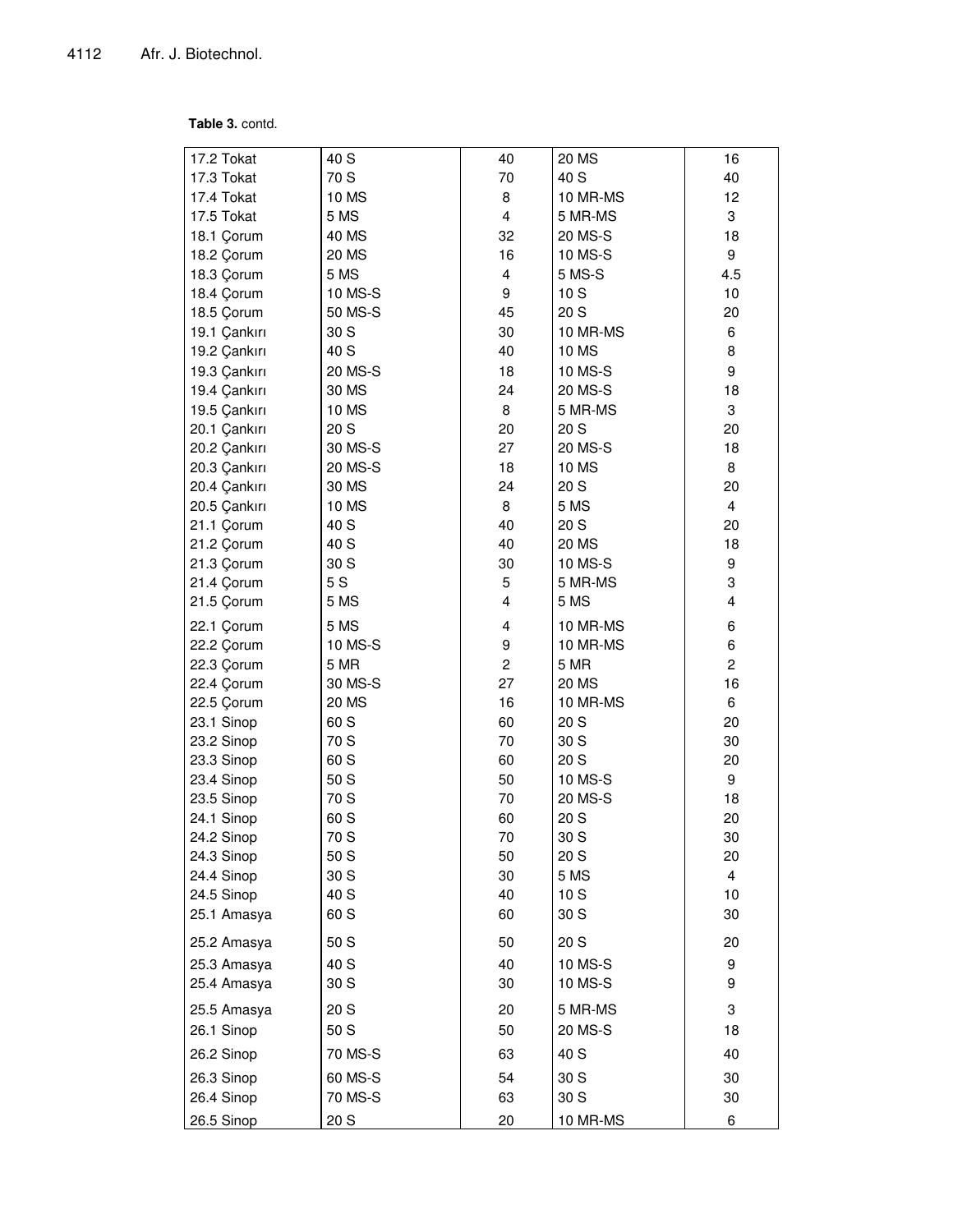**Table 3.** contd.

| | | | | |
|---|---|---|---|---|
| 17.2 Tokat | 40 S | 40 | 20 MS | 16 |
| 17.3 Tokat | 70 S | 70 | 40 S | 40 |
| 17.4 Tokat | 10 MS | 8 | 10 MR-MS | 12 |
| 17.5 Tokat | 5 MS | 4 | 5 MR-MS | 3 |
| 18.1 Çorum | 40 MS | 32 | 20 MS-S | 18 |
| 18.2 Çorum | 20 MS | 16 | 10 MS-S | 9 |
| 18.3 Çorum | 5 MS | 4 | 5 MS-S | 4.5 |
| 18.4 Çorum | 10 MS-S | 9 | 10 S | 10 |
| 18.5 Çorum | 50 MS-S | 45 | 20 S | 20 |
| 19.1 Çankırı | 30 S | 30 | 10 MR-MS | 6 |
| 19.2 Çankırı | 40 S | 40 | 10 MS | 8 |
| 19.3 Çankırı | 20 MS-S | 18 | 10 MS-S | 9 |
| 19.4 Çankırı | 30 MS | 24 | 20 MS-S | 18 |
| 19.5 Çankırı | 10 MS | 8 | 5 MR-MS | 3 |
| 20.1 Çankırı | 20 S | 20 | 20 S | 20 |
| 20.2 Çankırı | 30 MS-S | 27 | 20 MS-S | 18 |
| 20.3 Çankırı | 20 MS-S | 18 | 10 MS | 8 |
| 20.4 Çankırı | 30 MS | 24 | 20 S | 20 |
| 20.5 Çankırı | 10 MS | 8 | 5 MS | 4 |
| 21.1 Çorum | 40 S | 40 | 20 S | 20 |
| 21.2 Çorum | 40 S | 40 | 20 MS | 18 |
| 21.3 Çorum | 30 S | 30 | 10 MS-S | 9 |
| 21.4 Çorum | 5 S | 5 | 5 MR-MS | 3 |
| 21.5 Çorum | 5 MS | 4 | 5 MS | 4 |
| 22.1 Çorum | 5 MS | 4 | 10 MR-MS | 6 |
| 22.2 Çorum | 10 MS-S | 9 | 10 MR-MS | 6 |
| 22.3 Çorum | 5 MR | 2 | 5 MR | 2 |
| 22.4 Çorum | 30 MS-S | 27 | 20 MS | 16 |
| 22.5 Çorum | 20 MS | 16 | 10 MR-MS | 6 |
| 23.1 Sinop | 60 S | 60 | 20 S | 20 |
| 23.2 Sinop | 70 S | 70 | 30 S | 30 |
| 23.3 Sinop | 60 S | 60 | 20 S | 20 |
| 23.4 Sinop | 50 S | 50 | 10 MS-S | 9 |
| 23.5 Sinop | 70 S | 70 | 20 MS-S | 18 |
| 24.1 Sinop | 60 S | 60 | 20 S | 20 |
| 24.2 Sinop | 70 S | 70 | 30 S | 30 |
| 24.3 Sinop | 50 S | 50 | 20 S | 20 |
| 24.4 Sinop | 30 S | 30 | 5 MS | 4 |
| 24.5 Sinop | 40 S | 40 | 10 S | 10 |
| 25.1 Amasya | 60 S | 60 | 30 S | 30 |
| 25.2 Amasya | 50 S | 50 | 20 S | 20 |
| 25.3 Amasya | 40 S | 40 | 10 MS-S | 9 |
| 25.4 Amasya | 30 S | 30 | 10 MS-S | 9 |
| 25.5 Amasya | 20 S | 20 | 5 MR-MS | 3 |
| 26.1 Sinop | 50 S | 50 | 20 MS-S | 18 |
| 26.2 Sinop | 70 MS-S | 63 | 40 S | 40 |
| 26.3 Sinop | 60 MS-S | 54 | 30 S | 30 |
| 26.4 Sinop | 70 MS-S | 63 | 30 S | 30 |
| 26.5 Sinop | 20 S | 20 | 10 MR-MS | 6 |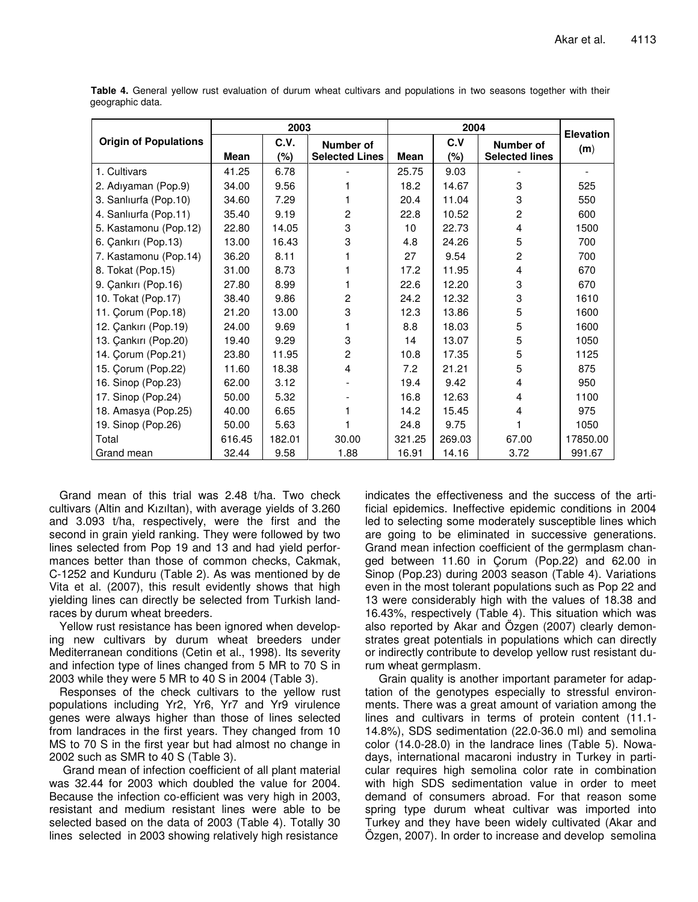**Table 4.** General yellow rust evaluation of durum wheat cultivars and populations in two seasons together with their geographic data.

| Origin of Populations | 2003 | | | 2004 | | | Elevation (m) |
|---|---|---|---|---|---|---|---|
| | Mean | C.V. (%) | Number of Selected Lines | Mean | C.V (%) | Number of Selected lines | |
| 1. Cultivars | 41.25 | 6.78 | - | 25.75 | 9.03 | - | - |
| 2. Adıyaman (Pop.9) | 34.00 | 9.56 | 1 | 18.2 | 14.67 | 3 | 525 |
| 3. Sanlıurfa (Pop.10) | 34.60 | 7.29 | 1 | 20.4 | 11.04 | 3 | 550 |
| 4. Sanlıurfa (Pop.11) | 35.40 | 9.19 | 2 | 22.8 | 10.52 | 2 | 600 |
| 5. Kastamonu (Pop.12) | 22.80 | 14.05 | 3 | 10 | 22.73 | 4 | 1500 |
| 6. Çankırı (Pop.13) | 13.00 | 16.43 | 3 | 4.8 | 24.26 | 5 | 700 |
| 7. Kastamonu (Pop.14) | 36.20 | 8.11 | 1 | 27 | 9.54 | 2 | 700 |
| 8. Tokat (Pop.15) | 31.00 | 8.73 | 1 | 17.2 | 11.95 | 4 | 670 |
| 9. Çankırı (Pop.16) | 27.80 | 8.99 | 1 | 22.6 | 12.20 | 3 | 670 |
| 10. Tokat (Pop.17) | 38.40 | 9.86 | 2 | 24.2 | 12.32 | 3 | 1610 |
| 11. Çorum (Pop.18) | 21.20 | 13.00 | 3 | 12.3 | 13.86 | 5 | 1600 |
| 12. Çankırı (Pop.19) | 24.00 | 9.69 | 1 | 8.8 | 18.03 | 5 | 1600 |
| 13. Çankırı (Pop.20) | 19.40 | 9.29 | 3 | 14 | 13.07 | 5 | 1050 |
| 14. Çorum (Pop.21) | 23.80 | 11.95 | 2 | 10.8 | 17.35 | 5 | 1125 |
| 15. Çorum (Pop.22) | 11.60 | 18.38 | 4 | 7.2 | 21.21 | 5 | 875 |
| 16. Sinop (Pop.23) | 62.00 | 3.12 | - | 19.4 | 9.42 | 4 | 950 |
| 17. Sinop (Pop.24) | 50.00 | 5.32 | - | 16.8 | 12.63 | 4 | 1100 |
| 18. Amasya (Pop.25) | 40.00 | 6.65 | 1 | 14.2 | 15.45 | 4 | 975 |
| 19. Sinop (Pop.26) | 50.00 | 5.63 | 1 | 24.8 | 9.75 | 1 | 1050 |
| Total | 616.45 | 182.01 | 30.00 | 321.25 | 269.03 | 67.00 | 17850.00 |
| Grand mean | 32.44 | 9.58 | 1.88 | 16.91 | 14.16 | 3.72 | 991.67 |

Grand mean of this trial was 2.48 t/ha. Two check cultivars (Altin and Kızıltan), with average yields of 3.260 and 3.093 t/ha, respectively, were the first and the second in grain yield ranking. They were followed by two lines selected from Pop 19 and 13 and had yield performances better than those of common checks, Cakmak, C-1252 and Kunduru (Table 2). As was mentioned by de Vita et al. (2007), this result evidently shows that high yielding lines can directly be selected from Turkish landraces by durum wheat breeders.

Yellow rust resistance has been ignored when developing new cultivars by durum wheat breeders under Mediterranean conditions (Cetin et al., 1998). Its severity and infection type of lines changed from 5 MR to 70 S in 2003 while they were 5 MR to 40 S in 2004 (Table 3).

Responses of the check cultivars to the yellow rust populations including Yr2, Yr6, Yr7 and Yr9 virulence genes were always higher than those of lines selected from landraces in the first years. They changed from 10 MS to 70 S in the first year but had almost no change in 2002 such as SMR to 40 S (Table 3).

Grand mean of infection coefficient of all plant material was 32.44 for 2003 which doubled the value for 2004. Because the infection co-efficient was very high in 2003, resistant and medium resistant lines were able to be selected based on the data of 2003 (Table 4). Totally 30 lines selected in 2003 showing relatively high resistance indicates the effectiveness and the success of the artificial epidemics. Ineffective epidemic conditions in 2004 led to selecting some moderately susceptible lines which are going to be eliminated in successive generations. Grand mean infection coefficient of the germplasm changed between 11.60 in Çorum (Pop.22) and 62.00 in Sinop (Pop.23) during 2003 season (Table 4). Variations even in the most tolerant populations such as Pop 22 and 13 were considerably high with the values of 18.38 and 16.43%, respectively (Table 4). This situation which was also reported by Akar and Özgen (2007) clearly demonstrates great potentials in populations which can directly or indirectly contribute to develop yellow rust resistant durum wheat germplasm.

Grain quality is another important parameter for adaptation of the genotypes especially to stressful environments. There was a great amount of variation among the lines and cultivars in terms of protein content (11.1-14.8%), SDS sedimentation (22.0-36.0 ml) and semolina color (14.0-28.0) in the landrace lines (Table 5). Nowadays, international macaroni industry in Turkey in particular requires high semolina color rate in combination with high SDS sedimentation value in order to meet demand of consumers abroad. For that reason some spring type durum wheat cultivar was imported into Turkey and they have been widely cultivated (Akar and Özgen, 2007). In order to increase and develop semolina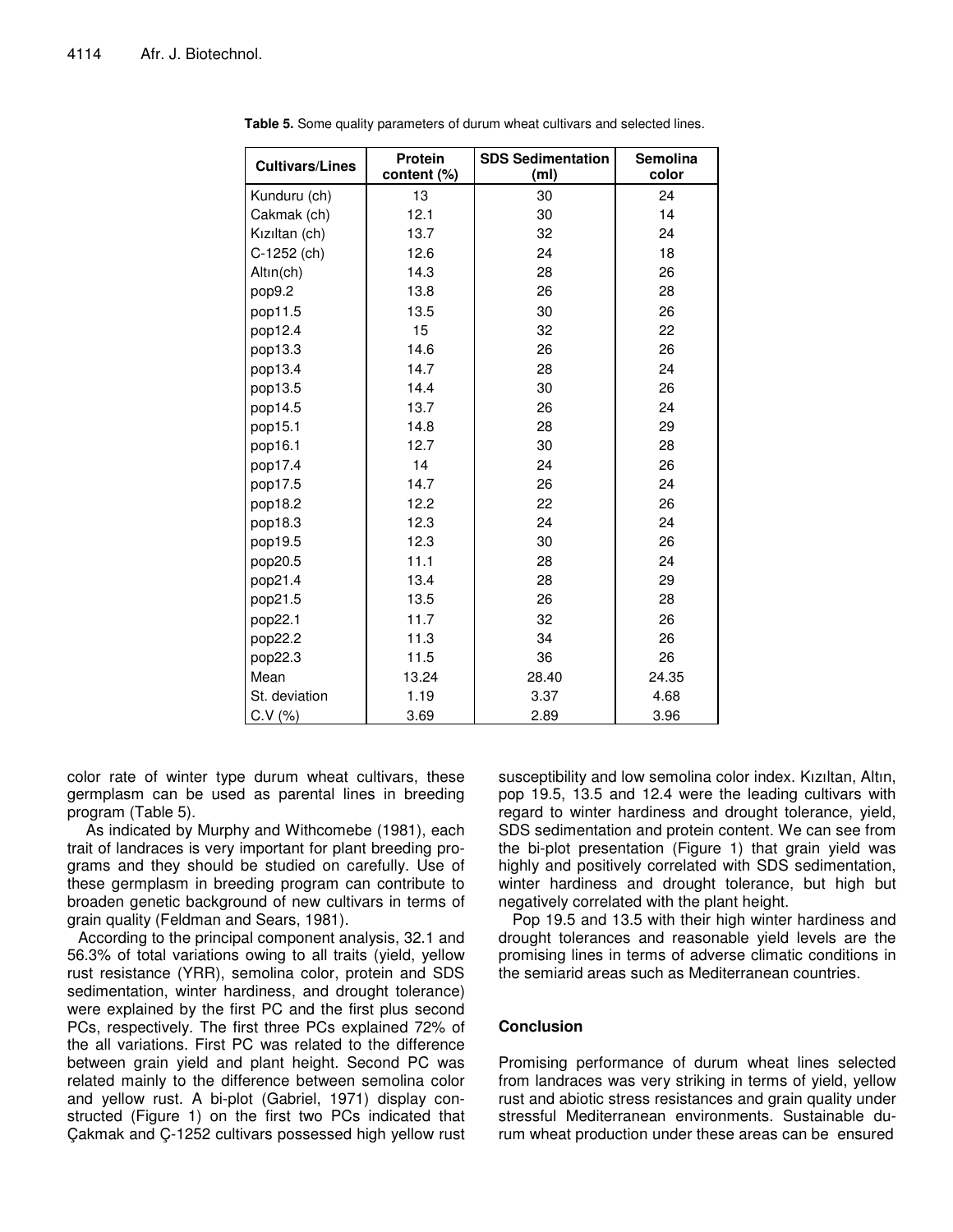**Table 5.** Some quality parameters of durum wheat cultivars and selected lines.

| Cultivars/Lines | Protein content (%) | SDS Sedimentation (ml) | Semolina color |
|---|---|---|---|
| Kunduru (ch) | 13 | 30 | 24 |
| Cakmak (ch) | 12.1 | 30 | 14 |
| Kızıltan (ch) | 13.7 | 32 | 24 |
| C-1252 (ch) | 12.6 | 24 | 18 |
| Altın(ch) | 14.3 | 28 | 26 |
| pop9.2 | 13.8 | 26 | 28 |
| pop11.5 | 13.5 | 30 | 26 |
| pop12.4 | 15 | 32 | 22 |
| pop13.3 | 14.6 | 26 | 26 |
| pop13.4 | 14.7 | 28 | 24 |
| pop13.5 | 14.4 | 30 | 26 |
| pop14.5 | 13.7 | 26 | 24 |
| pop15.1 | 14.8 | 28 | 29 |
| pop16.1 | 12.7 | 30 | 28 |
| pop17.4 | 14 | 24 | 26 |
| pop17.5 | 14.7 | 26 | 24 |
| pop18.2 | 12.2 | 22 | 26 |
| pop18.3 | 12.3 | 24 | 24 |
| pop19.5 | 12.3 | 30 | 26 |
| pop20.5 | 11.1 | 28 | 24 |
| pop21.4 | 13.4 | 28 | 29 |
| pop21.5 | 13.5 | 26 | 28 |
| pop22.1 | 11.7 | 32 | 26 |
| pop22.2 | 11.3 | 34 | 26 |
| pop22.3 | 11.5 | 36 | 26 |
| Mean | 13.24 | 28.40 | 24.35 |
| St. deviation | 1.19 | 3.37 | 4.68 |
| C.V (%) | 3.69 | 2.89 | 3.96 |

color rate of winter type durum wheat cultivars, these germplasm can be used as parental lines in breeding program (Table 5).

As indicated by Murphy and Withcomebe (1981), each trait of landraces is very important for plant breeding programs and they should be studied on carefully. Use of these germplasm in breeding program can contribute to broaden genetic background of new cultivars in terms of grain quality (Feldman and Sears, 1981).

According to the principal component analysis, 32.1 and 56.3% of total variations owing to all traits (yield, yellow rust resistance (YRR), semolina color, protein and SDS sedimentation, winter hardiness, and drought tolerance) were explained by the first PC and the first plus second PCs, respectively. The first three PCs explained 72% of the all variations. First PC was related to the difference between grain yield and plant height. Second PC was related mainly to the difference between semolina color and yellow rust. A bi-plot (Gabriel, 1971) display constructed (Figure 1) on the first two PCs indicated that Çakmak and Ç-1252 cultivars possessed high yellow rust susceptibility and low semolina color index. Kızıltan, Altın, pop 19.5, 13.5 and 12.4 were the leading cultivars with regard to winter hardiness and drought tolerance, yield, SDS sedimentation and protein content. We can see from the bi-plot presentation (Figure 1) that grain yield was highly and positively correlated with SDS sedimentation, winter hardiness and drought tolerance, but high but negatively correlated with the plant height.

Pop 19.5 and 13.5 with their high winter hardiness and drought tolerances and reasonable yield levels are the promising lines in terms of adverse climatic conditions in the semiarid areas such as Mediterranean countries.

## Conclusion

Promising performance of durum wheat lines selected from landraces was very striking in terms of yield, yellow rust and abiotic stress resistances and grain quality under stressful Mediterranean environments. Sustainable durum wheat production under these areas can be ensured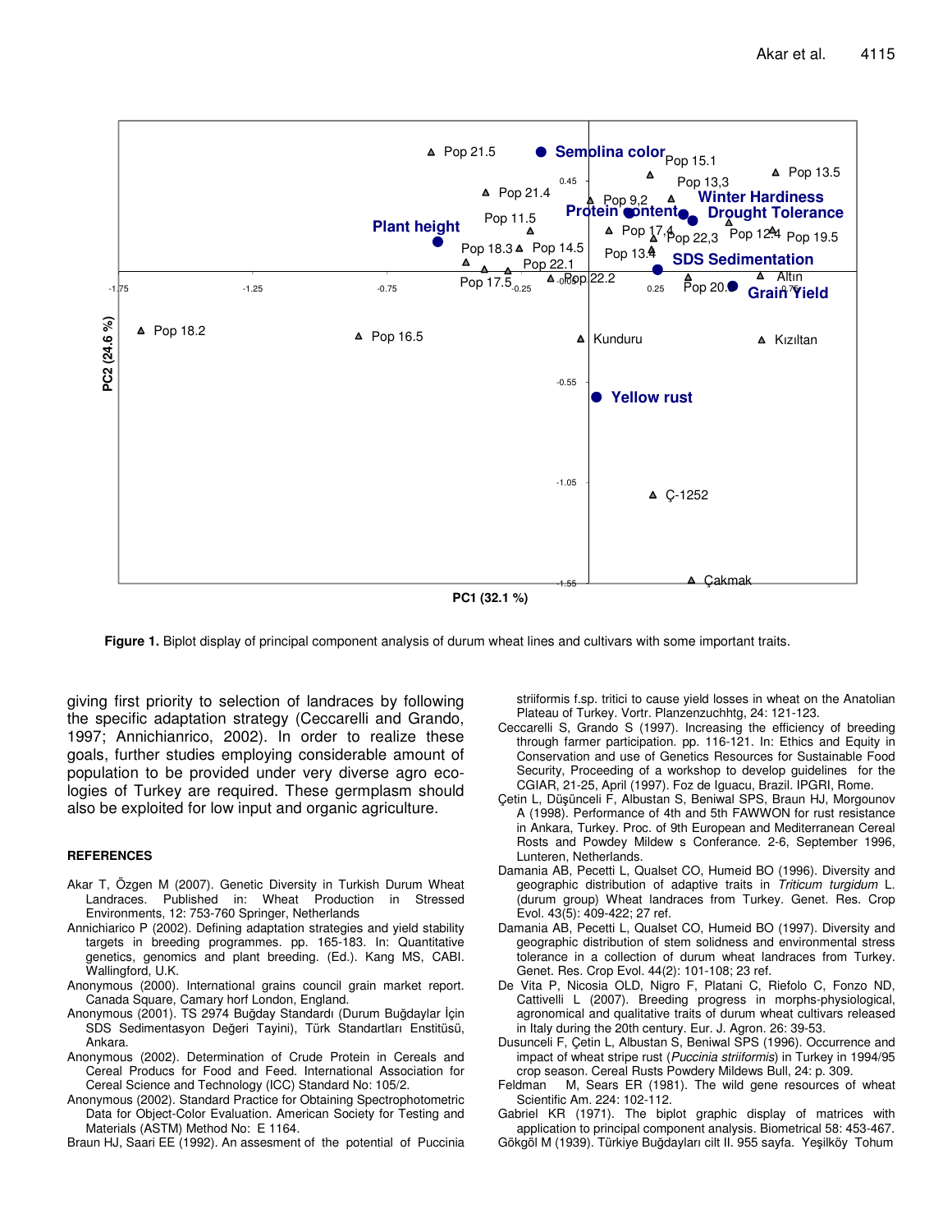**Figure 1.** Biplot display of principal component analysis of durum wheat lines and cultivars with some important traits.

giving first priority to selection of landraces by following the specific adaptation strategy (Ceccarelli and Grando, 1997; Annichianrico, 2002). In order to realize these goals, further studies employing considerable amount of population to be provided under very diverse agro ecologies of Turkey are required. These germplasm should also be exploited for low input and organic agriculture.

## REFERENCES

Akar T, Özgen M (2007). Genetic Diversity in Turkish Durum Wheat Landraces. Published in: Wheat Production in Stressed Environments, 12: 753-760 Springer, Netherlands

Annichiarico P (2002). Defining adaptation strategies and yield stability targets in breeding programmes. pp. 165-183. In: Quantitative genetics, genomics and plant breeding. (Ed.). Kang MS, CABI. Wallingford, U.K.

Anonymous (2000). International grains council grain market report. Canada Square, Camary horf London, England.

Anonymous (2001). TS 2974 Buğday Standardı (Durum Buğdaylar İçin SDS Sedimentasyon Değeri Tayini), Türk Standartları Enstitüsü, Ankara.

Anonymous (2002). Determination of Crude Protein in Cereals and Cereal Producs for Food and Feed. International Association for Cereal Science and Technology (ICC) Standard No: 105/2.

Anonymous (2002). Standard Practice for Obtaining Spectrophotometric Data for Object-Color Evaluation. American Society for Testing and Materials (ASTM) Method No: E 1164.

Braun HJ, Saari EE (1992). An assesment of the potential of Puccinia striiformis f.sp. tritici to cause yield losses in wheat on the Anatolian Plateau of Turkey. Vortr. Planzenzuchhtg, 24: 121-123.

Ceccarelli S, Grando S (1997). Increasing the efficiency of breeding through farmer participation. pp. 116-121. In: Ethics and Equity in Conservation and use of Genetics Resources for Sustainable Food Security, Proceeding of a workshop to develop guidelines for the CGIAR, 21-25, April (1997). Foz de Iguacu, Brazil. IPGRI, Rome.

Çetin L, Düşünceli F, Albustan S, Beniwal SPS, Braun HJ, Morgounov A (1998). Performance of 4th and 5th FAWWON for rust resistance in Ankara, Turkey. Proc. of 9th European and Mediterranean Cereal Rosts and Powdey Mildew s Conferance. 2-6, September 1996, Lunteren, Netherlands.

Damania AB, Pecetti L, Qualset CO, Humeid BO (1996). Diversity and geographic distribution of adaptive traits in *Triticum turgidum* L. (durum group) Wheat landraces from Turkey. Genet. Res. Crop Evol. 43(5): 409-422; 27 ref.

Damania AB, Pecetti L, Qualset CO, Humeid BO (1997). Diversity and geographic distribution of stem solidness and environmental stress tolerance in a collection of durum wheat landraces from Turkey. Genet. Res. Crop Evol. 44(2): 101-108; 23 ref.

De Vita P, Nicosia OLD, Nigro F, Platani C, Riefolo C, Fonzo ND, Cattivelli L (2007). Breeding progress in morphs-physiological, agronomical and qualitative traits of durum wheat cultivars released in Italy during the 20th century. Eur. J. Agron. 26: 39-53.

Dusunceli F, Çetin L, Albustan S, Beniwal SPS (1996). Occurrence and impact of wheat stripe rust (*Puccinia striiformis*) in Turkey in 1994/95 crop season. Cereal Rusts Powdery Mildews Bull, 24: p. 309.

Feldman M, Sears ER (1981). The wild gene resources of wheat Scientific Am. 224: 102-112.

Gabriel KR (1971). The biplot graphic display of matrices with application to principal component analysis. Biometrical 58: 453-467.

Gökgöl M (1939). Türkiye Buğdayları cilt II. 955 sayfa. Yeşilköy Tohum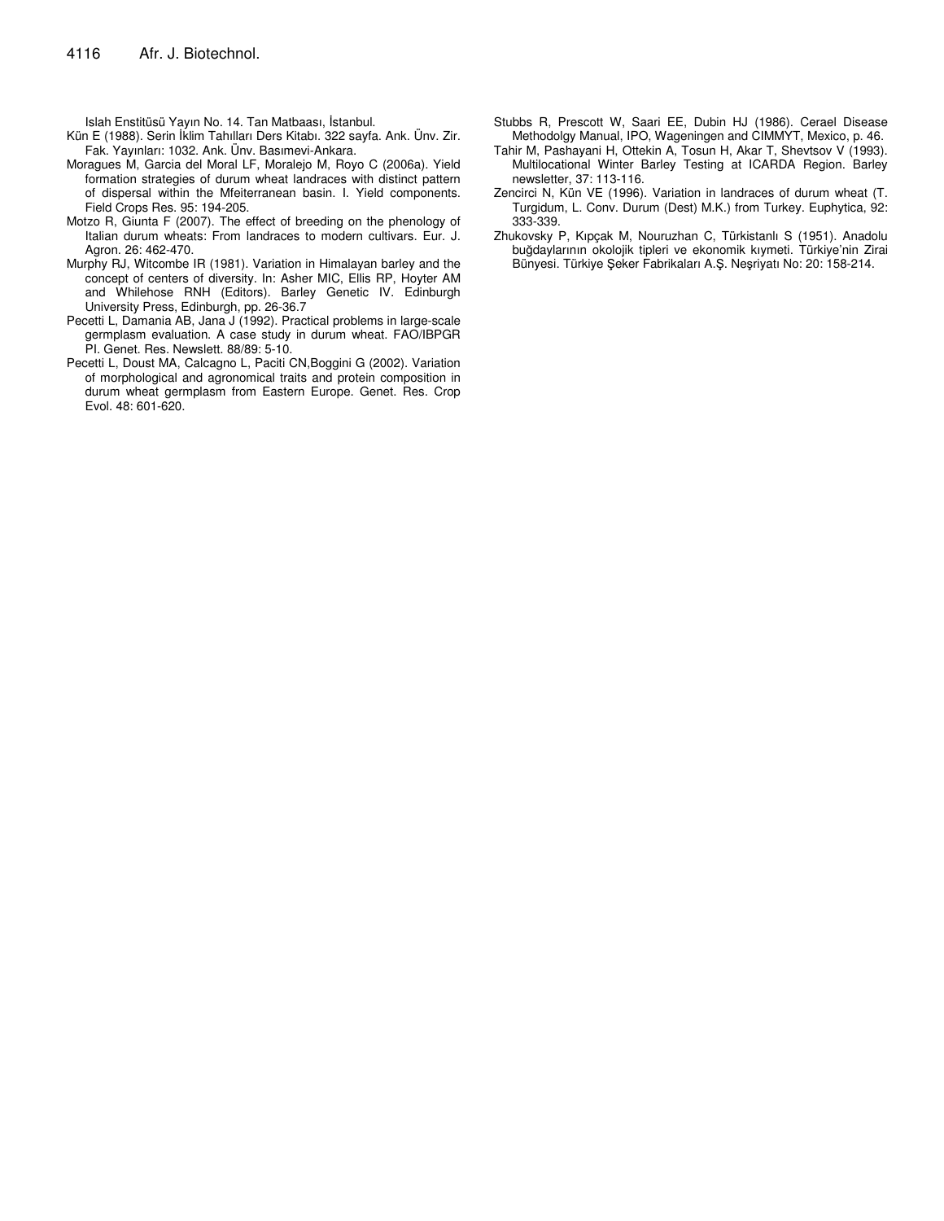Islah Enstitüsü Yayın No. 14. Tan Matbaası, İstanbul.

Kün E (1988). Serin İklim Tahılları Ders Kitabı. 322 sayfa. Ank. Ünv. Zir. Fak. Yayınları: 1032. Ank. Ünv. Basımevi-Ankara.

Moragues M, Garcia del Moral LF, Moralejo M, Royo C (2006a). Yield formation strategies of durum wheat landraces with distinct pattern of dispersal within the Mfeiterranean basin. I. Yield components. Field Crops Res. 95: 194-205.

Motzo R, Giunta F (2007). The effect of breeding on the phenology of Italian durum wheats: From landraces to modern cultivars. Eur. J. Agron. 26: 462-470.

Murphy RJ, Witcombe IR (1981). Variation in Himalayan barley and the concept of centers of diversity. In: Asher MIC, Ellis RP, Hoyter AM and Whilehose RNH (Editors). Barley Genetic IV. Edinburgh University Press, Edinburgh, pp. 26-36.7

Pecetti L, Damania AB, Jana J (1992). Practical problems in large-scale germplasm evaluation. A case study in durum wheat. FAO/IBPGR Pl. Genet. Res. Newslett. 88/89: 5-10.

Pecetti L, Doust MA, Calcagno L, Paciti CN,Boggini G (2002). Variation of morphological and agronomical traits and protein composition in durum wheat germplasm from Eastern Europe. Genet. Res. Crop Evol. 48: 601-620.

Stubbs R, Prescott W, Saari EE, Dubin HJ (1986). Cerael Disease Methodolgy Manual, IPO, Wageningen and CIMMYT, Mexico, p. 46.

Tahir M, Pashayani H, Ottekin A, Tosun H, Akar T, Shevtsov V (1993). Multilocational Winter Barley Testing at ICARDA Region. Barley newsletter, 37: 113-116.

Zencirci N, Kün VE (1996). Variation in landraces of durum wheat (T. Turgidum, L. Conv. Durum (Dest) M.K.) from Turkey. Euphytica, 92: 333-339.

Zhukovsky P, Kıpçak M, Nouruzhan C, Türkistanlı S (1951). Anadolu buğdaylarının okolojik tipleri ve ekonomik kıymeti. Türkiye'nin Zirai Bünyesi. Türkiye Şeker Fabrikaları A.Ş. Neşriyatı No: 20: 158-214.